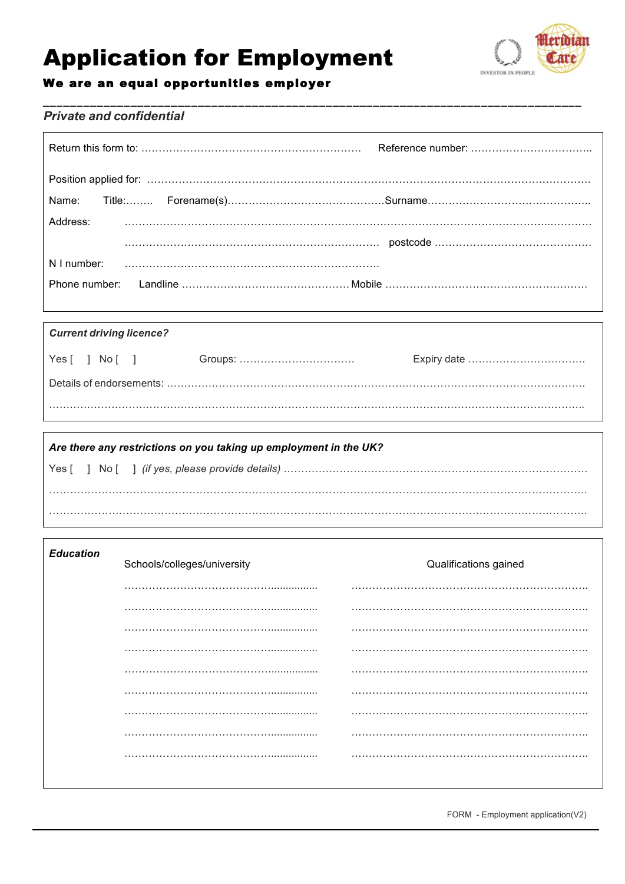# Application for Employment

**We are an equal opportunities employer**

*Private and confidential*

Return this form to: …………………………………………………… Reference number: ……………………………..

Position applied for: ………………………………………………………………………………………………………

Name: Title:…….. Forename(s)………………………………………Surname………………………………………..

Address: ………………………………………………………………………………………………………..…………

………………………………………………………………. postcode ………………………………………

N I number: ……………………………………………………………..

Phone number: Landline ………………………………………… Mobile ………………………………………………

***Current driving licence?***

Yes [ ] No [ ] Groups: …………………………… Expiry date ……………………………

Details of endorsements: ………………………………………………………………………………………………

………………………………………………………………………………………………………………………………..

***Are there any restrictions on you taking up employment in the UK?***

Yes [ ] No [ ] *(if yes, please provide details)* ……………………………………………………………………

………………………………………………………………………………………………………………………………

………………………………………………………………………………………………………………………………

***Education***

| Schools/colleges/university | Qualifications gained |
| --- | --- |
| ……………………………………….............. | …………………………………………………………. |
| ……………………………………….............. | …………………………………………………………. |
| ……………………………………….............. | …………………………………………………………. |
| ……………………………………….............. | …………………………………………………………. |
| ……………………………………….............. | …………………………………………………………. |
| ……………………………………….............. | …………………………………………………………. |
| ……………………………………….............. | …………………………………………………………. |
| ……………………………………….............. | …………………………………………………………. |
| ……………………………………….............. | …………………………………………………………. |

FORM - Employment application(V2)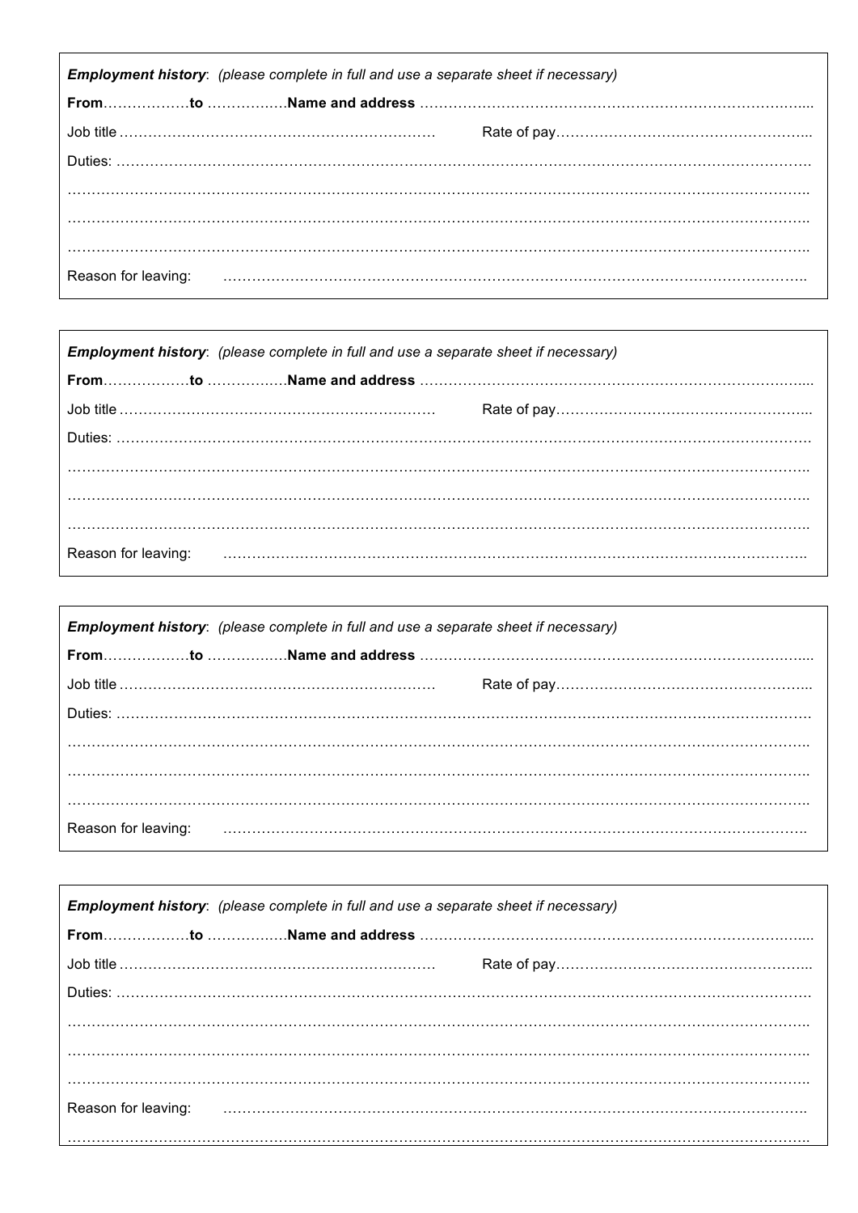***Employment history***: *(please complete in full and use a separate sheet if necessary)*

**From**………………**to** …………….**Name and address** ………………………………………………………………………...

Job title …………………………………………………………  Rate of pay……………………………………………...

Duties: ……………………………………………………………………………………………………………………………

……………………………………………………………………………………………………………………………………..

……………………………………………………………………………………………………………………………………..

……………………………………………………………………………………………………………………………………..

Reason for leaving: ………………………………………………………………………………………………………….

***Employment history***: *(please complete in full and use a separate sheet if necessary)*

**From**………………**to** …………….**Name and address** ………………………………………………………………………...

Job title …………………………………………………………  Rate of pay……………………………………………...

Duties: ……………………………………………………………………………………………………………………………

……………………………………………………………………………………………………………………………………..

……………………………………………………………………………………………………………………………………..

……………………………………………………………………………………………………………………………………..

Reason for leaving: ………………………………………………………………………………………………………….

***Employment history***: *(please complete in full and use a separate sheet if necessary)*

**From**………………**to** …………….**Name and address** ………………………………………………………………………...

Job title …………………………………………………………  Rate of pay……………………………………………...

Duties: ……………………………………………………………………………………………………………………………

……………………………………………………………………………………………………………………………………..

……………………………………………………………………………………………………………………………………..

……………………………………………………………………………………………………………………………………..

Reason for leaving: ………………………………………………………………………………………………………….

***Employment history***: *(please complete in full and use a separate sheet if necessary)*

**From**………………**to** …………….**Name and address** ………………………………………………………………………...

Job title …………………………………………………………  Rate of pay……………………………………………...

Duties: ……………………………………………………………………………………………………………………………

……………………………………………………………………………………………………………………………………..

……………………………………………………………………………………………………………………………………..

……………………………………………………………………………………………………………………………………..

Reason for leaving: ………………………………………………………………………………………………………….

……………………………………………………………………………………………………………………………………..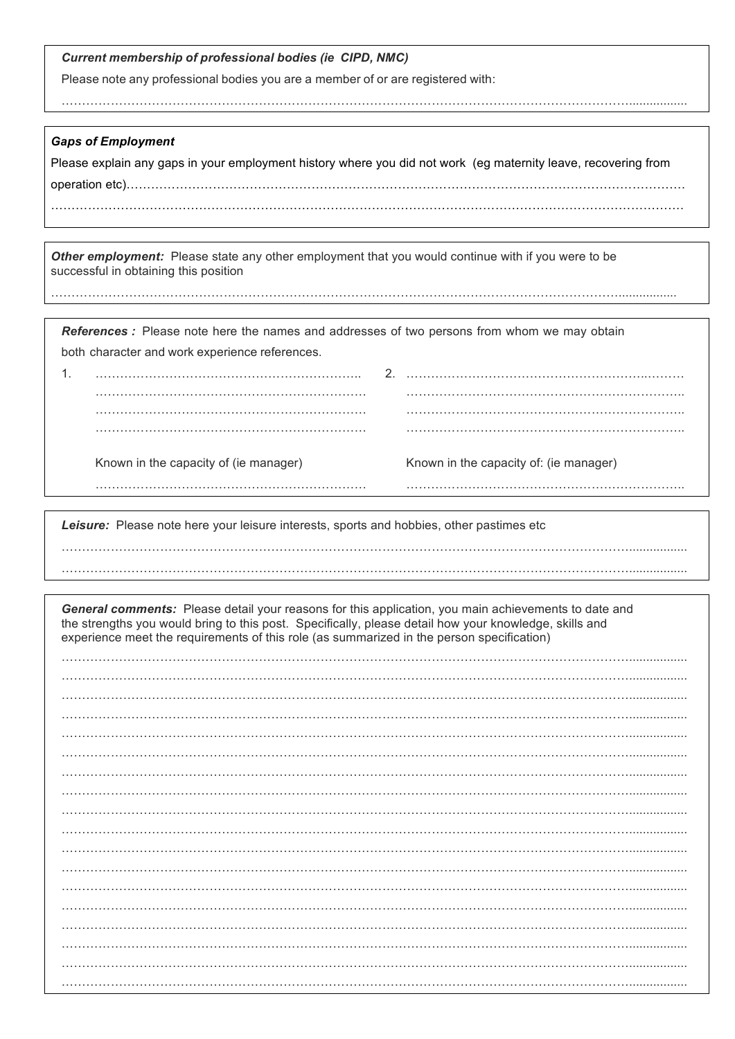***Current membership of professional bodies (ie CIPD, NMC)***

Please note any professional bodies you are a member of or are registered with:

…………………………………………………………………………………………………………………………………

***Gaps of Employment***

Please explain any gaps in your employment history where you did not work (eg maternity leave, recovering from operation etc)…………………………………………………………………………………………………………………

…………………………………………………………………………………………………………………………………

***Other employment:*** Please state any other employment that you would continue with if you were to be successful in obtaining this position

…………………………………………………………………………………………………………………………………

***References :*** Please note here the names and addresses of two persons from whom we may obtain both character and work experience references.

| 1. | ………………………………………………………… | 2. | ………………………………………………………… |
|---|---|---|---|
| | ………………………………………………………… | | ………………………………………………………… |
| | ………………………………………………………… | | ………………………………………………………… |
| | ………………………………………………………… | | ………………………………………………………… |
| | Known in the capacity of (ie manager) | | Known in the capacity of: (ie manager) |
| | ………………………………………………………… | | ………………………………………………………… |

***Leisure:*** Please note here your leisure interests, sports and hobbies, other pastimes etc

…………………………………………………………………………………………………………………………………

…………………………………………………………………………………………………………………………………

***General comments:*** Please detail your reasons for this application, you main achievements to date and the strengths you would bring to this post. Specifically, please detail how your knowledge, skills and experience meet the requirements of this role (as summarized in the person specification)

…………………………………………………………………………………………………………………………………

…………………………………………………………………………………………………………………………………

…………………………………………………………………………………………………………………………………

…………………………………………………………………………………………………………………………………

…………………………………………………………………………………………………………………………………

…………………………………………………………………………………………………………………………………

…………………………………………………………………………………………………………………………………

…………………………………………………………………………………………………………………………………

…………………………………………………………………………………………………………………………………

…………………………………………………………………………………………………………………………………

…………………………………………………………………………………………………………………………………

…………………………………………………………………………………………………………………………………

…………………………………………………………………………………………………………………………………

…………………………………………………………………………………………………………………………………

…………………………………………………………………………………………………………………………………

…………………………………………………………………………………………………………………………………

…………………………………………………………………………………………………………………………………

…………………………………………………………………………………………………………………………………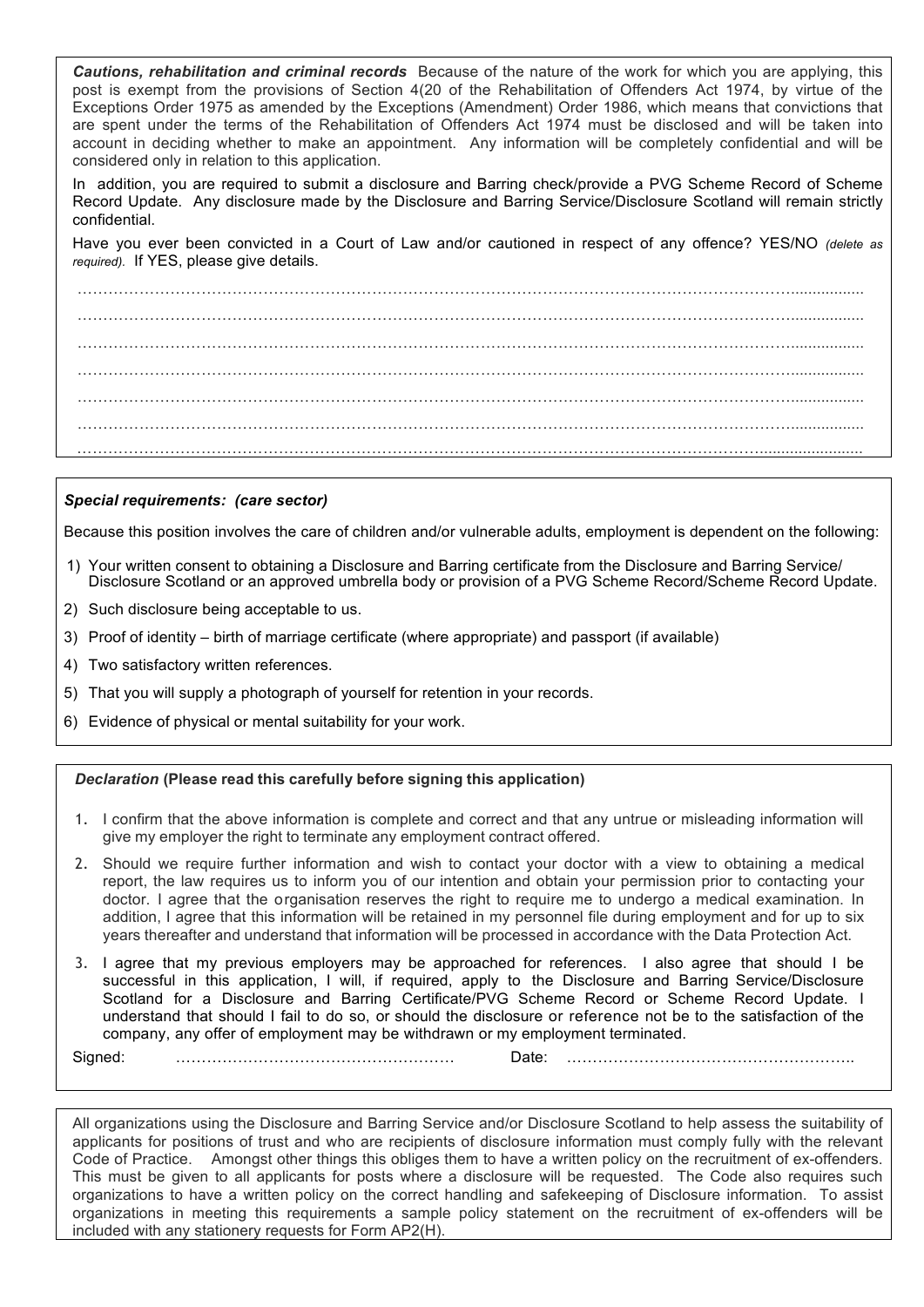***Cautions, rehabilitation and criminal records*** Because of the nature of the work for which you are applying, this post is exempt from the provisions of Section 4(20 of the Rehabilitation of Offenders Act 1974, by virtue of the Exceptions Order 1975 as amended by the Exceptions (Amendment) Order 1986, which means that convictions that are spent under the terms of the Rehabilitation of Offenders Act 1974 must be disclosed and will be taken into account in deciding whether to make an appointment. Any information will be completely confidential and will be considered only in relation to this application.

In addition, you are required to submit a disclosure and Barring check/provide a PVG Scheme Record of Scheme Record Update. Any disclosure made by the Disclosure and Barring Service/Disclosure Scotland will remain strictly confidential.

Have you ever been convicted in a Court of Law and/or cautioned in respect of any offence? YES/NO *(delete as required).* If YES, please give details.

…………………………………………………………………………………………………………………………

…………………………………………………………………………………………………………………………

…………………………………………………………………………………………………………………………

…………………………………………………………………………………………………………………………

…………………………………………………………………………………………………………………………

…………………………………………………………………………………………………………………………

…………………………………………………………………………………………………………………………

***Special requirements: (care sector)***

Because this position involves the care of children and/or vulnerable adults, employment is dependent on the following:

1) Your written consent to obtaining a Disclosure and Barring certificate from the Disclosure and Barring Service/ Disclosure Scotland or an approved umbrella body or provision of a PVG Scheme Record/Scheme Record Update.
2) Such disclosure being acceptable to us.
3) Proof of identity – birth of marriage certificate (where appropriate) and passport (if available)
4) Two satisfactory written references.
5) That you will supply a photograph of yourself for retention in your records.
6) Evidence of physical or mental suitability for your work.

***Declaration* (Please read this carefully before signing this application)**

1. I confirm that the above information is complete and correct and that any untrue or misleading information will give my employer the right to terminate any employment contract offered.
2. Should we require further information and wish to contact your doctor with a view to obtaining a medical report, the law requires us to inform you of our intention and obtain your permission prior to contacting your doctor. I agree that the organisation reserves the right to require me to undergo a medical examination. In addition, I agree that this information will be retained in my personnel file during employment and for up to six years thereafter and understand that information will be processed in accordance with the Data Protection Act.
3. I agree that my previous employers may be approached for references. I also agree that should I be successful in this application, I will, if required, apply to the Disclosure and Barring Service/Disclosure Scotland for a Disclosure and Barring Certificate/PVG Scheme Record or Scheme Record Update. I understand that should I fail to do so, or should the disclosure or reference not be to the satisfaction of the company, any offer of employment may be withdrawn or my employment terminated.

Signed: ……………………………………………… Date: ………………………………………………..

All organizations using the Disclosure and Barring Service and/or Disclosure Scotland to help assess the suitability of applicants for positions of trust and who are recipients of disclosure information must comply fully with the relevant Code of Practice. Amongst other things this obliges them to have a written policy on the recruitment of ex-offenders. This must be given to all applicants for posts where a disclosure will be requested. The Code also requires such organizations to have a written policy on the correct handling and safekeeping of Disclosure information. To assist organizations in meeting this requirements a sample policy statement on the recruitment of ex-offenders will be included with any stationery requests for Form AP2(H).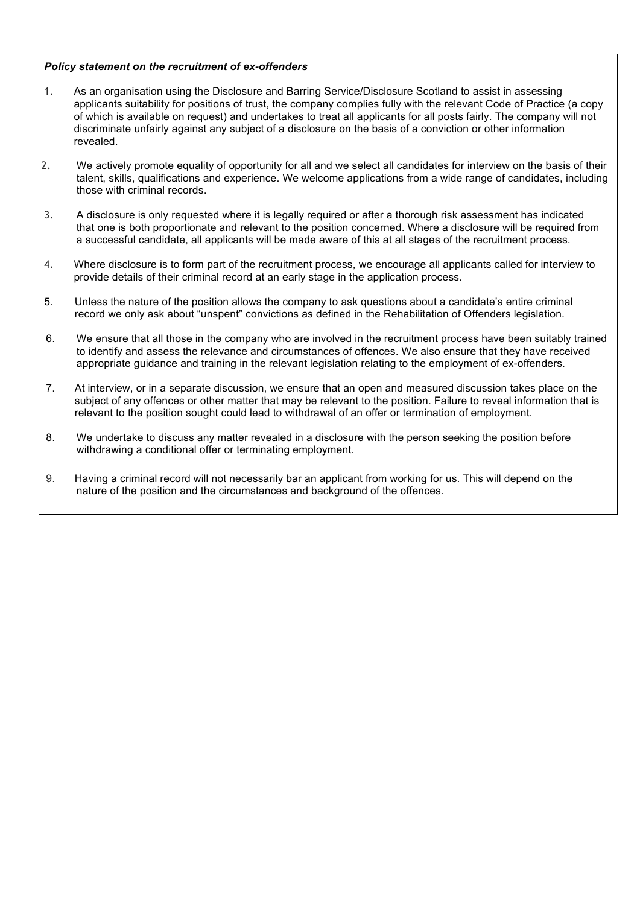***Policy statement on the recruitment of ex-offenders***

1. As an organisation using the Disclosure and Barring Service/Disclosure Scotland to assist in assessing applicants suitability for positions of trust, the company complies fully with the relevant Code of Practice (a copy of which is available on request) and undertakes to treat all applicants for all posts fairly. The company will not discriminate unfairly against any subject of a disclosure on the basis of a conviction or other information revealed.

2. We actively promote equality of opportunity for all and we select all candidates for interview on the basis of their talent, skills, qualifications and experience. We welcome applications from a wide range of candidates, including those with criminal records.

3. A disclosure is only requested where it is legally required or after a thorough risk assessment has indicated that one is both proportionate and relevant to the position concerned. Where a disclosure will be required from a successful candidate, all applicants will be made aware of this at all stages of the recruitment process.

4. Where disclosure is to form part of the recruitment process, we encourage all applicants called for interview to provide details of their criminal record at an early stage in the application process.

5. Unless the nature of the position allows the company to ask questions about a candidate's entire criminal record we only ask about "unspent" convictions as defined in the Rehabilitation of Offenders legislation.

6. We ensure that all those in the company who are involved in the recruitment process have been suitably trained to identify and assess the relevance and circumstances of offences. We also ensure that they have received appropriate guidance and training in the relevant legislation relating to the employment of ex-offenders.

7. At interview, or in a separate discussion, we ensure that an open and measured discussion takes place on the subject of any offences or other matter that may be relevant to the position. Failure to reveal information that is relevant to the position sought could lead to withdrawal of an offer or termination of employment.

8. We undertake to discuss any matter revealed in a disclosure with the person seeking the position before withdrawing a conditional offer or terminating employment.

9. Having a criminal record will not necessarily bar an applicant from working for us. This will depend on the nature of the position and the circumstances and background of the offences.